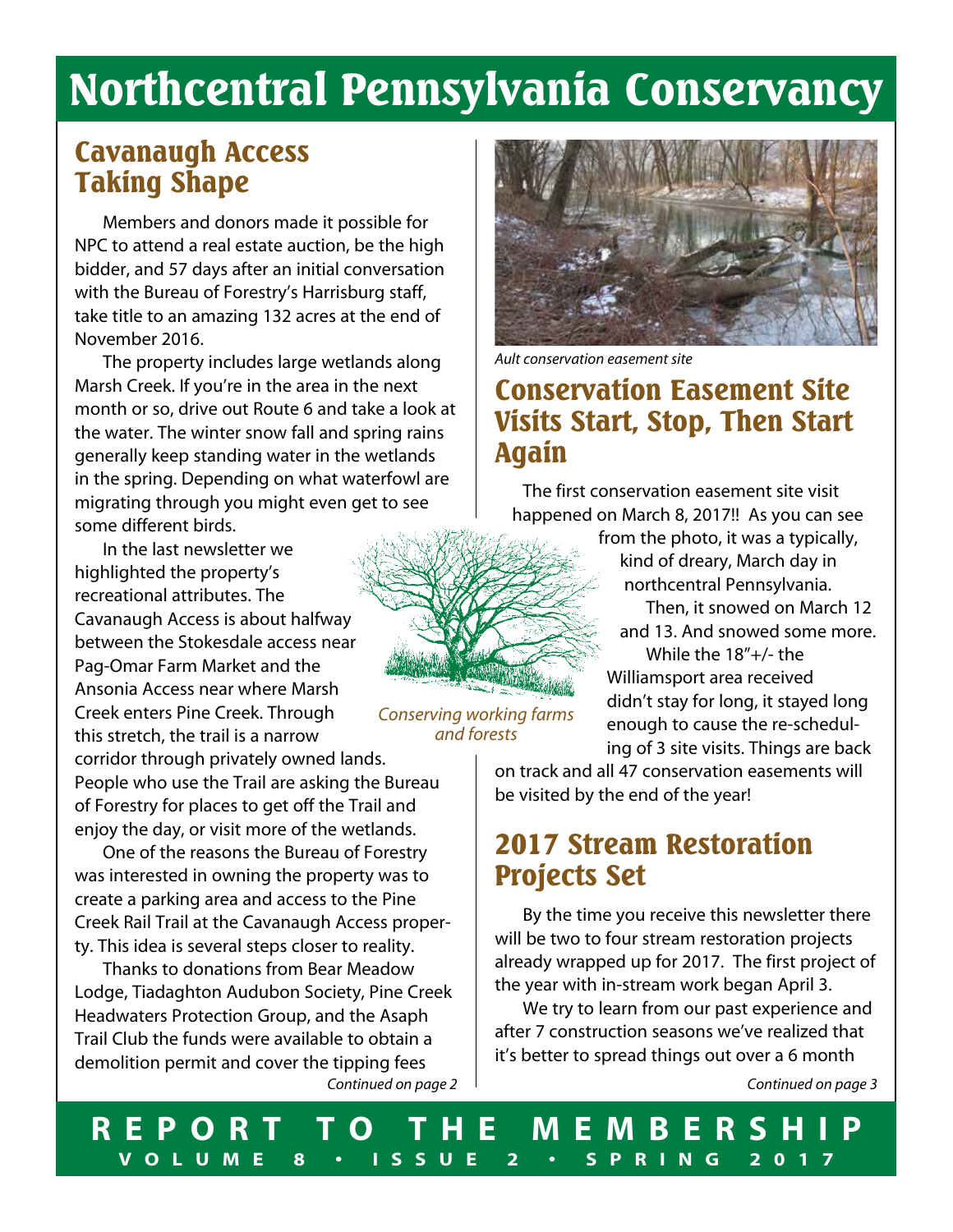# Northcentral Pennsylvania Conservancy

## Cavanaugh Access Taking Shape

Members and donors made it possible for NPC to attend a real estate auction, be the high bidder, and 57 days after an initial conversation with the Bureau of Forestry's Harrisburg staff, take title to an amazing 132 acres at the end of November 2016.

The property includes large wetlands along Marsh Creek. If you're in the area in the next month or so, drive out Route 6 and take a look at the water. The winter snow fall and spring rains generally keep standing water in the wetlands in the spring. Depending on what waterfowl are migrating through you might even get to see some different birds.

In the last newsletter we highlighted the property's recreational attributes. The Cavanaugh Access is about halfway between the Stokesdale access near Pag-Omar Farm Market and the Ansonia Access near where Marsh Creek enters Pine Creek. Through this stretch, the trail is a narrow corridor through privately owned lands. People who use the Trail are asking the Bureau of Forestry for places to get off the Trail and enjoy the day, or visit more of the wetlands.

One of the reasons the Bureau of Forestry was interested in owning the property was to create a parking area and access to the Pine Creek Rail Trail at the Cavanaugh Access property. This idea is several steps closer to reality.

Thanks to donations from Bear Meadow Lodge, Tiadaghton Audubon Society, Pine Creek Headwaters Protection Group, and the Asaph Trail Club the funds were available to obtain a demolition permit and cover the tipping fees

*Continued on page 2*

*Conserving working farms and forests*

*Ault conservation easement site*

## Conservation Easement Site Visits Start, Stop, Then Start Again

The first conservation easement site visit happened on March 8, 2017!! As you can see from the photo, it was a typically, kind of dreary, March day in northcentral Pennsylvania.

Then, it snowed on March 12 and 13. And snowed some more.

While the 18"+/- the Williamsport area received didn't stay for long, it stayed long enough to cause the re-scheduling of 3 site visits. Things are back on track and all 47 conservation easements will be visited by the end of the year!

## 2017 Stream Restoration Projects Set

By the time you receive this newsletter there will be two to four stream restoration projects already wrapped up for 2017. The first project of the year with in-stream work began April 3.

We try to learn from our past experience and after 7 construction seasons we've realized that it's better to spread things out over a 6 month

*Continued on page 3*

**REPORT TO THE MEMBERSHIP**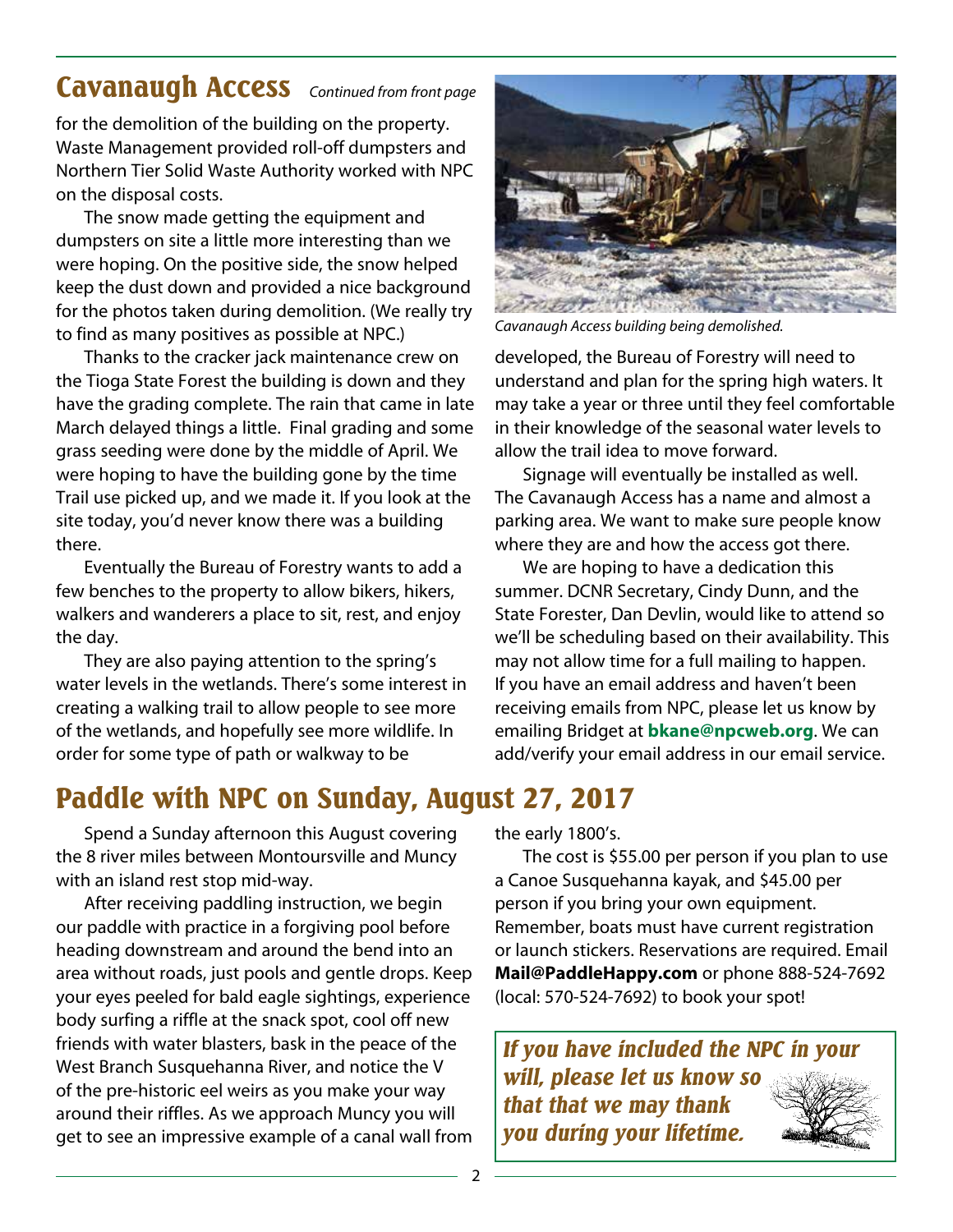## Cavanaugh Access *Continued from front page*

for the demolition of the building on the property. Waste Management provided roll-off dumpsters and Northern Tier Solid Waste Authority worked with NPC on the disposal costs.

The snow made getting the equipment and dumpsters on site a little more interesting than we were hoping. On the positive side, the snow helped keep the dust down and provided a nice background for the photos taken during demolition. (We really try to find as many positives as possible at NPC.)

Thanks to the cracker jack maintenance crew on the Tioga State Forest the building is down and they have the grading complete. The rain that came in late March delayed things a little. Final grading and some grass seeding were done by the middle of April. We were hoping to have the building gone by the time Trail use picked up, and we made it. If you look at the site today, you'd never know there was a building there.

Eventually the Bureau of Forestry wants to add a few benches to the property to allow bikers, hikers, walkers and wanderers a place to sit, rest, and enjoy the day.

They are also paying attention to the spring's water levels in the wetlands. There's some interest in creating a walking trail to allow people to see more of the wetlands, and hopefully see more wildlife. In order for some type of path or walkway to be developed, the Bureau of Forestry will need to understand and plan for the spring high waters. It may take a year or three until they feel comfortable in their knowledge of the seasonal water levels to allow the trail idea to move forward.

*Cavanaugh Access building being demolished.*

Signage will eventually be installed as well. The Cavanaugh Access has a name and almost a parking area. We want to make sure people know where they are and how the access got there.

We are hoping to have a dedication this summer. DCNR Secretary, Cindy Dunn, and the State Forester, Dan Devlin, would like to attend so we'll be scheduling based on their availability. This may not allow time for a full mailing to happen. If you have an email address and haven't been receiving emails from NPC, please let us know by emailing Bridget at **bkane@npcweb.org**. We can add/verify your email address in our email service.

## Paddle with NPC on Sunday, August 27, 2017

Spend a Sunday afternoon this August covering the 8 river miles between Montoursville and Muncy with an island rest stop mid-way.

After receiving paddling instruction, we begin our paddle with practice in a forgiving pool before heading downstream and around the bend into an area without roads, just pools and gentle drops. Keep your eyes peeled for bald eagle sightings, experience body surfing a riffle at the snack spot, cool off new friends with water blasters, bask in the peace of the West Branch Susquehanna River, and notice the V of the pre-historic eel weirs as you make your way around their riffles. As we approach Muncy you will get to see an impressive example of a canal wall from the early 1800's.

The cost is $55.00 per person if you plan to use a Canoe Susquehanna kayak, and $45.00 per person if you bring your own equipment. Remember, boats must have current registration or launch stickers. Reservations are required. Email **Mail@PaddleHappy.com** or phone 888-524-7692 (local: 570-524-7692) to book your spot!

***If you have included the NPC in your will, please let us know so that that we may thank you during your lifetime.***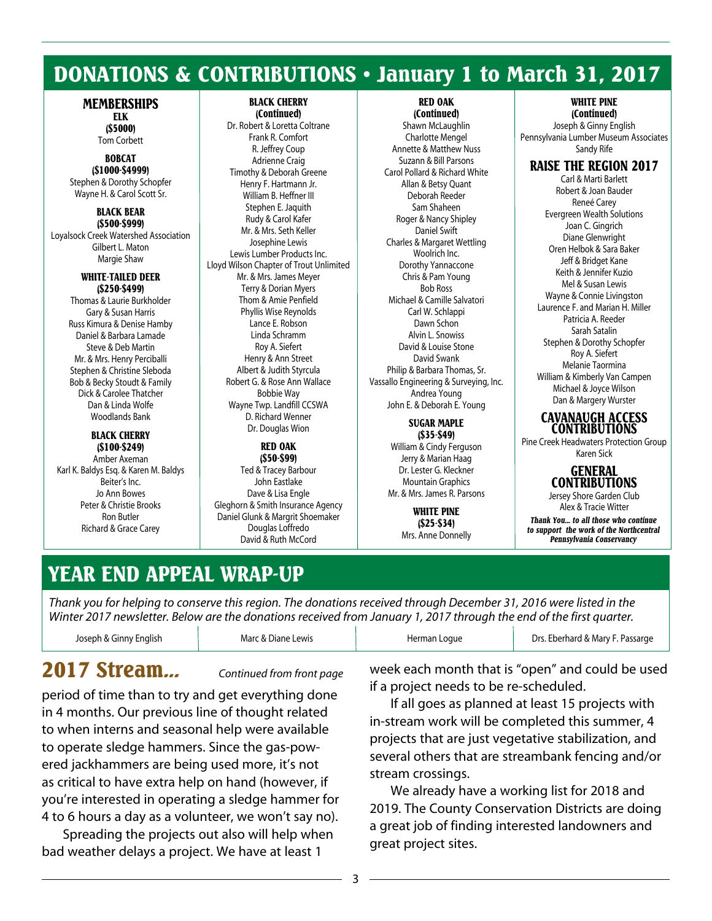# DONATIONS & CONTRIBUTIONS • January 1 to March 31, 2017

## MEMBERSHIPS

### ELK
**($5000)**

Tom Corbett

### BOBCAT
**($1000-$4999)**

Stephen & Dorothy Schopfer
Wayne H. & Carol Scott Sr.

### BLACK BEAR
**($500-$999)**

Loyalsock Creek Watershed Association
Gilbert L. Maton
Margie Shaw

### WHITE-TAILED DEER
**($250-$499)**

Thomas & Laurie Burkholder
Gary & Susan Harris
Russ Kimura & Denise Hamby
Daniel & Barbara Lamade
Steve & Deb Martin
Mr. & Mrs. Henry Perciballi
Stephen & Christine Sleboda
Bob & Becky Stoudt & Family
Dick & Carolee Thatcher
Dan & Linda Wolfe
Woodlands Bank

### BLACK CHERRY
**($100-$249)**

Amber Axeman
Karl K. Baldys Esq. & Karen M. Baldys
Beiter's Inc.
Jo Ann Bowes
Peter & Christie Brooks
Ron Butler
Richard & Grace Carey

### BLACK CHERRY (Continued)

Dr. Robert & Loretta Coltrane
Frank R. Comfort
R. Jeffrey Coup
Adrienne Craig
Timothy & Deborah Greene
Henry F. Hartmann Jr.
William B. Heffner III
Stephen E. Jaquith
Rudy & Carol Kafer
Mr. & Mrs. Seth Keller
Josephine Lewis
Lewis Lumber Products Inc.
Lloyd Wilson Chapter of Trout Unlimited
Mr. & Mrs. James Meyer
Terry & Dorian Myers
Thom & Amie Penfield
Phyllis Wise Reynolds
Lance E. Robson
Linda Schramm
Roy A. Siefert
Henry & Ann Street
Albert & Judith Styrcula
Robert G. & Rose Ann Wallace
Bobbie Way
Wayne Twp. Landfill CCSWA
D. Richard Wenner
Dr. Douglas Wion

### RED OAK
**($50-$99)**

Ted & Tracey Barbour
John Eastlake
Dave & Lisa Engle
Gleghorn & Smith Insurance Agency
Daniel Glunk & Margrit Shoemaker
Douglas Loffredo
David & Ruth McCord

### RED OAK (Continued)

Shawn McLaughlin
Charlotte Mengel
Annette & Matthew Nuss
Suzann & Bill Parsons
Carol Pollard & Richard White
Allan & Betsy Quant
Deborah Reeder
Sam Shaheen
Roger & Nancy Shipley
Daniel Swift
Charles & Margaret Wettling
Woolrich Inc.
Dorothy Yannaccone
Chris & Pam Young
Bob Ross
Michael & Camille Salvatori
Carl W. Schlappi
Dawn Schon
Alvin L. Snowiss
David & Louise Stone
David Swank
Philip & Barbara Thomas, Sr.
Vassallo Engineering & Surveying, Inc.
Andrea Young
John E. & Deborah E. Young

### SUGAR MAPLE
**($35-$49)**

William & Cindy Ferguson
Jerry & Marian Haag
Dr. Lester G. Kleckner
Mountain Graphics
Mr. & Mrs. James R. Parsons

### WHITE PINE
**($25-$34)**

Mrs. Anne Donnelly

### WHITE PINE (Continued)

Joseph & Ginny English
Pennsylvania Lumber Museum Associates
Sandy Rife

## RAISE THE REGION 2017

Carl & Marti Barlett
Robert & Joan Bauder
Reneé Carey
Evergreen Wealth Solutions
Joan C. Gingrich
Diane Glenwright
Oren Helbok & Sara Baker
Jeff & Bridget Kane
Keith & Jennifer Kuzio
Mel & Susan Lewis
Wayne & Connie Livingston
Laurence F. and Marian H. Miller
Patricia A. Reeder
Sarah Satalin
Stephen & Dorothy Schopfer
Roy A. Siefert
Melanie Taormina
William & Kimberly Van Campen
Michael & Joyce Wilson
Dan & Margery Wurster

## CAVANAUGH ACCESS CONTRIBUTIONS

Pine Creek Headwaters Protection Group
Karen Sick

## GENERAL CONTRIBUTIONS

Jersey Shore Garden Club
Alex & Tracie Witter

***Thank You... to all those who continue to support the work of the Northcentral Pennsylvania Conservancy***

# YEAR END APPEAL WRAP-UP

*Thank you for helping to conserve this region. The donations received through December 31, 2016 were listed in the Winter 2017 newsletter. Below are the donations received from January 1, 2017 through the end of the first quarter.*

Joseph & Ginny English
Marc & Diane Lewis
Herman Logue
Drs. Eberhard & Mary F. Passarge

# 2017 Stream...

*Continued from front page*

period of time than to try and get everything done in 4 months. Our previous line of thought related to when interns and seasonal help were available to operate sledge hammers. Since the gas-powered jackhammers are being used more, it's not as critical to have extra help on hand (however, if you're interested in operating a sledge hammer for 4 to 6 hours a day as a volunteer, we won't say no).

Spreading the projects out also will help when bad weather delays a project. We have at least 1 week each month that is "open" and could be used if a project needs to be re-scheduled.

If all goes as planned at least 15 projects with in-stream work will be completed this summer, 4 projects that are just vegetative stabilization, and several others that are streambank fencing and/or stream crossings.

We already have a working list for 2018 and 2019. The County Conservation Districts are doing a great job of finding interested landowners and great project sites.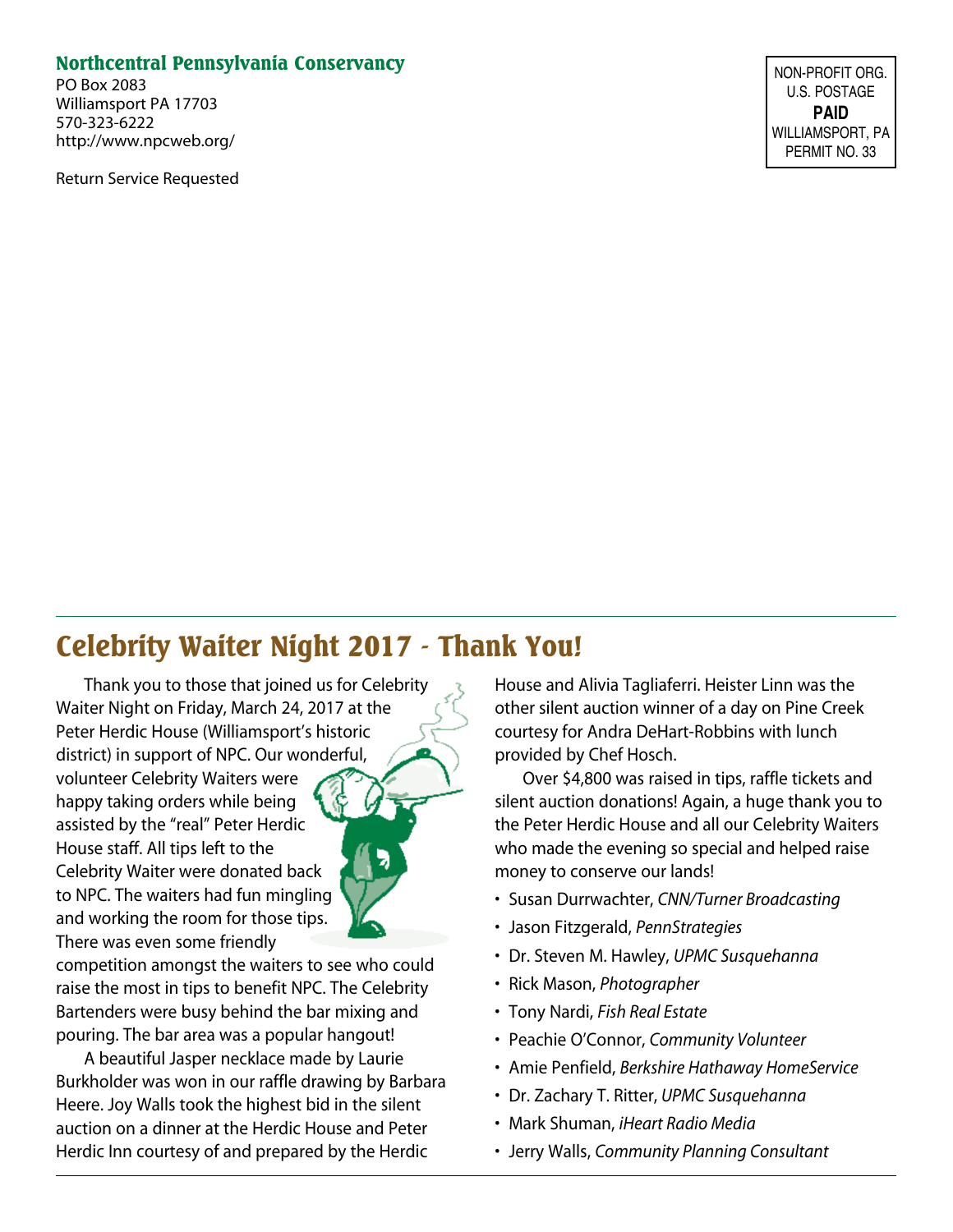**Northcentral Pennsylvania Conservancy**
PO Box 2083
Williamsport PA 17703
570-323-6222
http://www.npcweb.org/

Return Service Requested

NON-PROFIT ORG.
U.S. POSTAGE
**PAID**
WILLIAMSPORT, PA
PERMIT NO. 33

## Celebrity Waiter Night 2017 - Thank You!

Thank you to those that joined us for Celebrity Waiter Night on Friday, March 24, 2017 at the Peter Herdic House (Williamsport's historic district) in support of NPC. Our wonderful, volunteer Celebrity Waiters were happy taking orders while being assisted by the "real" Peter Herdic House staff. All tips left to the Celebrity Waiter were donated back to NPC. The waiters had fun mingling and working the room for those tips. There was even some friendly competition amongst the waiters to see who could raise the most in tips to benefit NPC. The Celebrity Bartenders were busy behind the bar mixing and pouring. The bar area was a popular hangout!

A beautiful Jasper necklace made by Laurie Burkholder was won in our raffle drawing by Barbara Heere. Joy Walls took the highest bid in the silent auction on a dinner at the Herdic House and Peter Herdic Inn courtesy of and prepared by the Herdic House and Alivia Tagliaferri. Heister Linn was the other silent auction winner of a day on Pine Creek courtesy for Andra DeHart-Robbins with lunch provided by Chef Hosch.

Over $4,800 was raised in tips, raffle tickets and silent auction donations! Again, a huge thank you to the Peter Herdic House and all our Celebrity Waiters who made the evening so special and helped raise money to conserve our lands!

- Susan Durrwachter, *CNN/Turner Broadcasting*
- Jason Fitzgerald, *PennStrategies*
- Dr. Steven M. Hawley, *UPMC Susquehanna*
- Rick Mason, *Photographer*
- Tony Nardi, *Fish Real Estate*
- Peachie O'Connor, *Community Volunteer*
- Amie Penfield, *Berkshire Hathaway HomeService*
- Dr. Zachary T. Ritter, *UPMC Susquehanna*
- Mark Shuman, *iHeart Radio Media*
- Jerry Walls, *Community Planning Consultant*